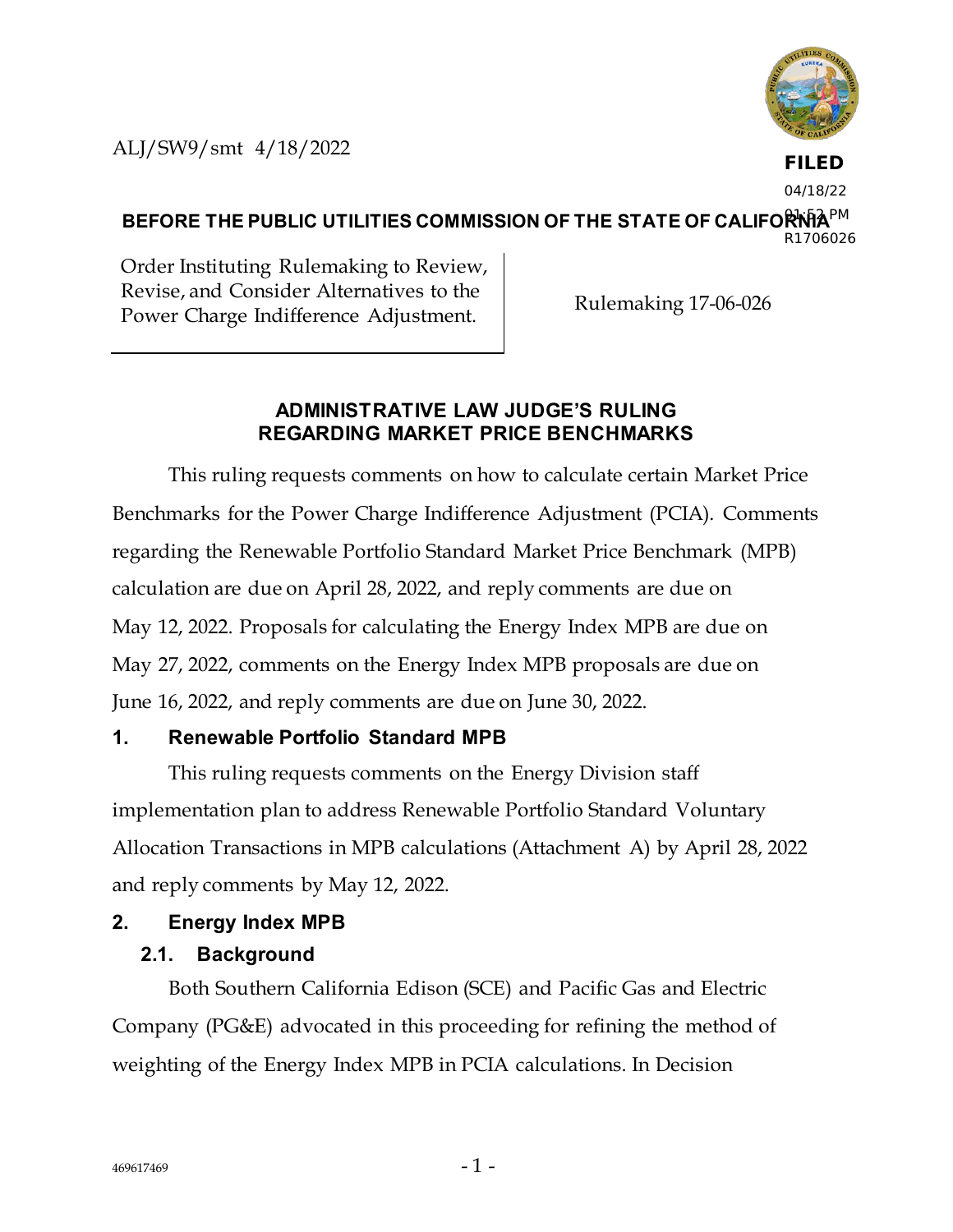ALJ/SW9/smt 4/18/2022

**FILED**
04/18/22
01:53 PM
R1706026

**BEFORE THE PUBLIC UTILITIES COMMISSION OF THE STATE OF CALIFORNIA**

| Order Instituting Rulemaking to Review, Revise, and Consider Alternatives to the Power Charge Indifference Adjustment. | Rulemaking 17-06-026 |
| --- | --- |

## ADMINISTRATIVE LAW JUDGE'S RULING REGARDING MARKET PRICE BENCHMARKS

This ruling requests comments on how to calculate certain Market Price Benchmarks for the Power Charge Indifference Adjustment (PCIA). Comments regarding the Renewable Portfolio Standard Market Price Benchmark (MPB) calculation are due on April 28, 2022, and reply comments are due on May 12, 2022. Proposals for calculating the Energy Index MPB are due on May 27, 2022, comments on the Energy Index MPB proposals are due on June 16, 2022, and reply comments are due on June 30, 2022.

### 1. Renewable Portfolio Standard MPB

This ruling requests comments on the Energy Division staff implementation plan to address Renewable Portfolio Standard Voluntary Allocation Transactions in MPB calculations (Attachment A) by April 28, 2022 and reply comments by May 12, 2022.

### 2. Energy Index MPB

#### 2.1. Background

Both Southern California Edison (SCE) and Pacific Gas and Electric Company (PG&E) advocated in this proceeding for refining the method of weighting of the Energy Index MPB in PCIA calculations. In Decision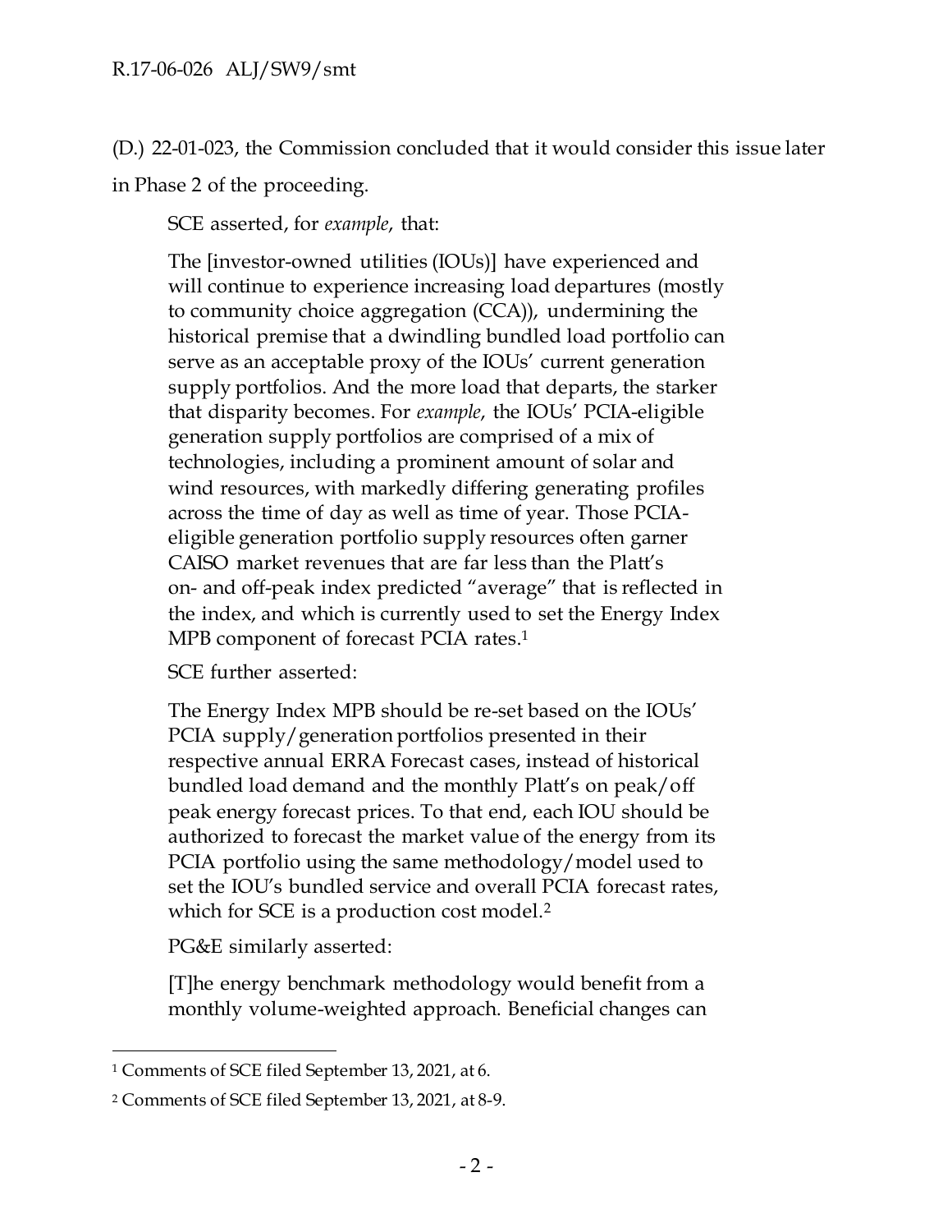(D.) 22-01-023, the Commission concluded that it would consider this issue later in Phase 2 of the proceeding.

SCE asserted, for *example*, that:

> The [investor-owned utilities (IOUs)] have experienced and will continue to experience increasing load departures (mostly to community choice aggregation (CCA)), undermining the historical premise that a dwindling bundled load portfolio can serve as an acceptable proxy of the IOUs' current generation supply portfolios. And the more load that departs, the starker that disparity becomes. For *example*, the IOUs' PCIA-eligible generation supply portfolios are comprised of a mix of technologies, including a prominent amount of solar and wind resources, with markedly differing generating profiles across the time of day as well as time of year. Those PCIA-eligible generation portfolio supply resources often garner CAISO market revenues that are far less than the Platt's on- and off-peak index predicted "average" that is reflected in the index, and which is currently used to set the Energy Index MPB component of forecast PCIA rates.[1]

SCE further asserted:

> The Energy Index MPB should be re-set based on the IOUs' PCIA supply/generation portfolios presented in their respective annual ERRA Forecast cases, instead of historical bundled load demand and the monthly Platt's on peak/off peak energy forecast prices. To that end, each IOU should be authorized to forecast the market value of the energy from its PCIA portfolio using the same methodology/model used to set the IOU's bundled service and overall PCIA forecast rates, which for SCE is a production cost model.[2]

PG&E similarly asserted:

> [T]he energy benchmark methodology would benefit from a monthly volume-weighted approach. Beneficial changes can

---

[1] Comments of SCE filed September 13, 2021, at 6.

[2] Comments of SCE filed September 13, 2021, at 8-9.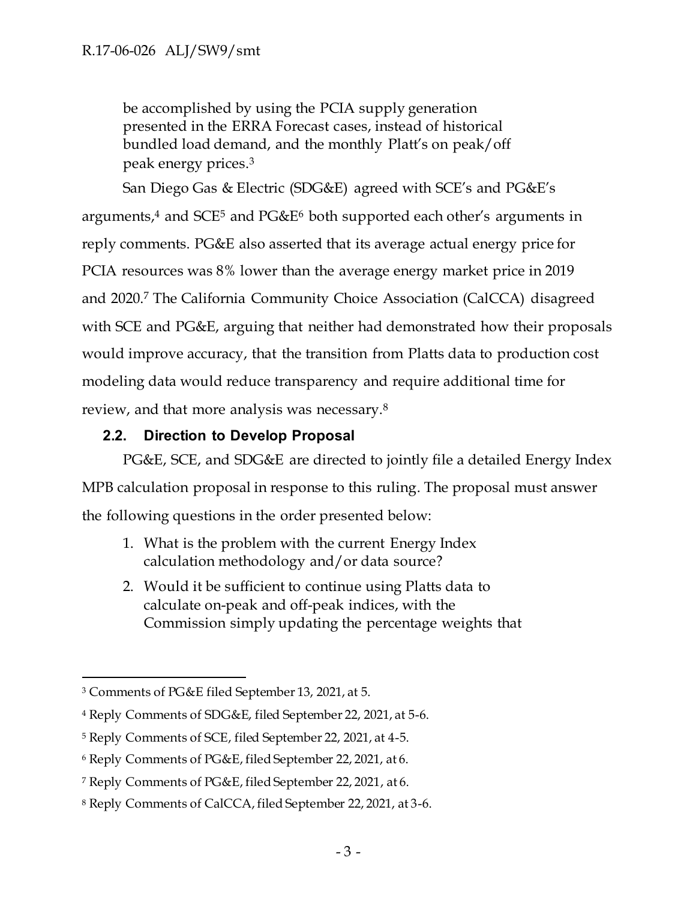be accomplished by using the PCIA supply generation presented in the ERRA Forecast cases, instead of historical bundled load demand, and the monthly Platt's on peak/off peak energy prices.[3]

San Diego Gas & Electric (SDG&E) agreed with SCE's and PG&E's arguments,[4] and SCE[5] and PG&E[6] both supported each other's arguments in reply comments. PG&E also asserted that its average actual energy price for PCIA resources was 8% lower than the average energy market price in 2019 and 2020.[7] The California Community Choice Association (CalCCA) disagreed with SCE and PG&E, arguing that neither had demonstrated how their proposals would improve accuracy, that the transition from Platts data to production cost modeling data would reduce transparency and require additional time for review, and that more analysis was necessary.[8]

### 2.2. Direction to Develop Proposal

PG&E, SCE, and SDG&E are directed to jointly file a detailed Energy Index MPB calculation proposal in response to this ruling. The proposal must answer the following questions in the order presented below:

1. What is the problem with the current Energy Index calculation methodology and/or data source?
2. Would it be sufficient to continue using Platts data to calculate on-peak and off-peak indices, with the Commission simply updating the percentage weights that

---

[3] Comments of PG&E filed September 13, 2021, at 5.

[4] Reply Comments of SDG&E, filed September 22, 2021, at 5-6.

[5] Reply Comments of SCE, filed September 22, 2021, at 4-5.

[6] Reply Comments of PG&E, filed September 22, 2021, at 6.

[7] Reply Comments of PG&E, filed September 22, 2021, at 6.

[8] Reply Comments of CalCCA, filed September 22, 2021, at 3-6.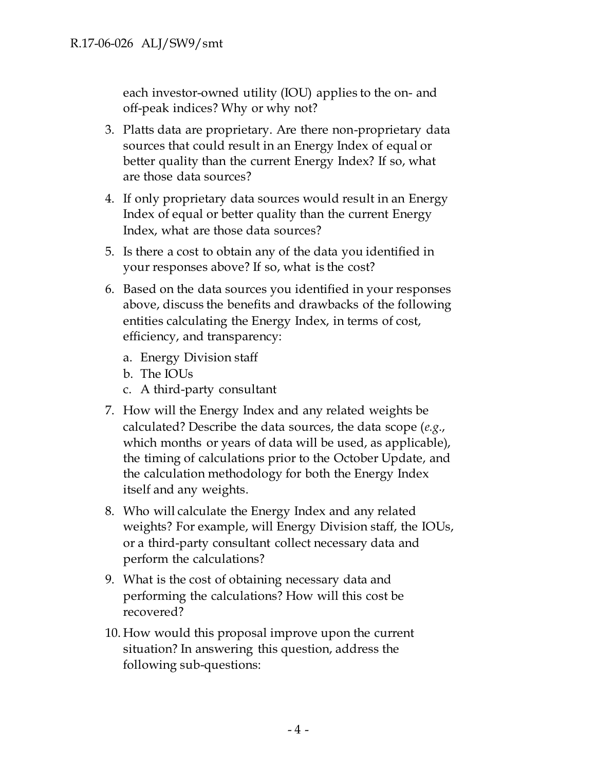each investor-owned utility (IOU) applies to the on- and off-peak indices? Why or why not?

3. Platts data are proprietary. Are there non-proprietary data sources that could result in an Energy Index of equal or better quality than the current Energy Index? If so, what are those data sources?
4. If only proprietary data sources would result in an Energy Index of equal or better quality than the current Energy Index, what are those data sources?
5. Is there a cost to obtain any of the data you identified in your responses above? If so, what is the cost?
6. Based on the data sources you identified in your responses above, discuss the benefits and drawbacks of the following entities calculating the Energy Index, in terms of cost, efficiency, and transparency:
   a. Energy Division staff
   b. The IOUs
   c. A third-party consultant
7. How will the Energy Index and any related weights be calculated? Describe the data sources, the data scope (*e.g.*, which months or years of data will be used, as applicable), the timing of calculations prior to the October Update, and the calculation methodology for both the Energy Index itself and any weights.
8. Who will calculate the Energy Index and any related weights? For example, will Energy Division staff, the IOUs, or a third-party consultant collect necessary data and perform the calculations?
9. What is the cost of obtaining necessary data and performing the calculations? How will this cost be recovered?
10. How would this proposal improve upon the current situation? In answering this question, address the following sub-questions: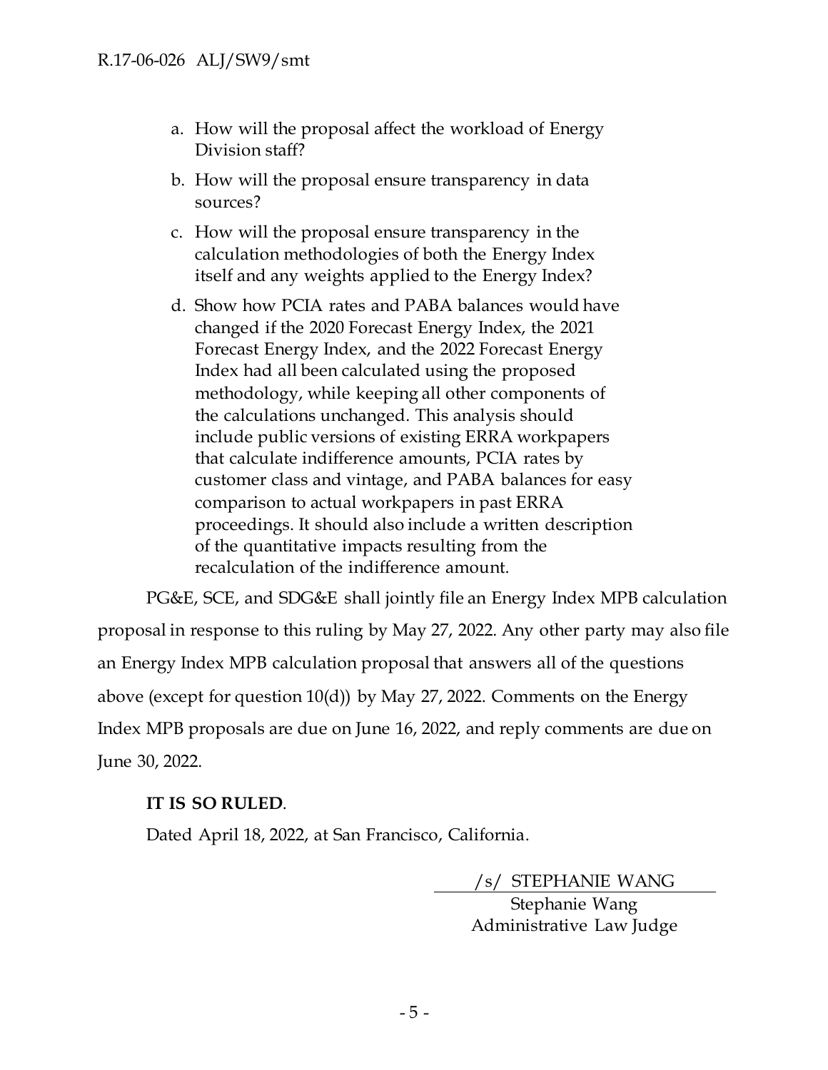a. How will the proposal affect the workload of Energy Division staff?

b. How will the proposal ensure transparency in data sources?

c. How will the proposal ensure transparency in the calculation methodologies of both the Energy Index itself and any weights applied to the Energy Index?

d. Show how PCIA rates and PABA balances would have changed if the 2020 Forecast Energy Index, the 2021 Forecast Energy Index, and the 2022 Forecast Energy Index had all been calculated using the proposed methodology, while keeping all other components of the calculations unchanged. This analysis should include public versions of existing ERRA workpapers that calculate indifference amounts, PCIA rates by customer class and vintage, and PABA balances for easy comparison to actual workpapers in past ERRA proceedings. It should also include a written description of the quantitative impacts resulting from the recalculation of the indifference amount.

PG&E, SCE, and SDG&E shall jointly file an Energy Index MPB calculation proposal in response to this ruling by May 27, 2022. Any other party may also file an Energy Index MPB calculation proposal that answers all of the questions above (except for question 10(d)) by May 27, 2022. Comments on the Energy Index MPB proposals are due on June 16, 2022, and reply comments are due on June 30, 2022.

**IT IS SO RULED**.

Dated April 18, 2022, at San Francisco, California.

/s/ STEPHANIE WANG

Stephanie Wang
Administrative Law Judge